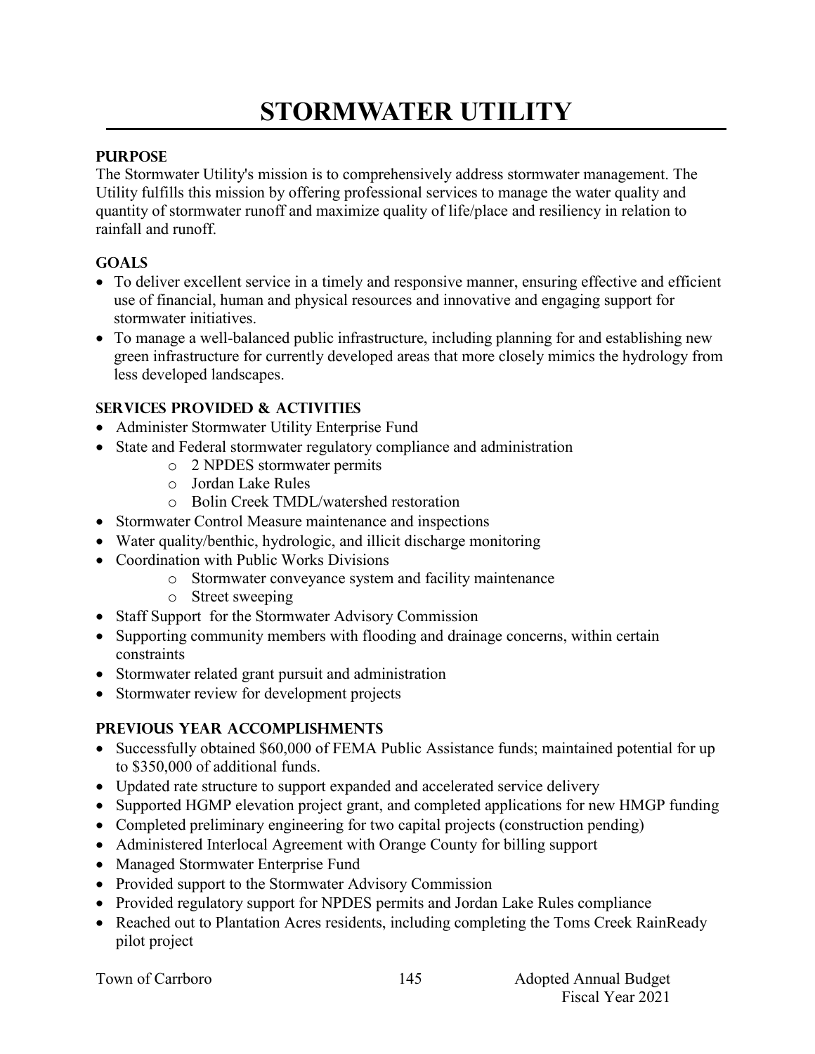# STORMWATER UTILITY

## PURPOSE

The Stormwater Utility's mission is to comprehensively address stormwater management. The Utility fulfills this mission by offering professional services to manage the water quality and quantity of stormwater runoff and maximize quality of life/place and resiliency in relation to rainfall and runoff.

## GOALS

- To deliver excellent service in a timely and responsive manner, ensuring effective and efficient use of financial, human and physical resources and innovative and engaging support for stormwater initiatives.
- To manage a well-balanced public infrastructure, including planning for and establishing new green infrastructure for currently developed areas that more closely mimics the hydrology from less developed landscapes.

## SERVICES PROVIDED & ACTIVITIES

- Administer Stormwater Utility Enterprise Fund
- State and Federal stormwater regulatory compliance and administration
  - 2 NPDES stormwater permits
  - Jordan Lake Rules
  - Bolin Creek TMDL/watershed restoration
- Stormwater Control Measure maintenance and inspections
- Water quality/benthic, hydrologic, and illicit discharge monitoring
- Coordination with Public Works Divisions
  - Stormwater conveyance system and facility maintenance
  - Street sweeping
- Staff Support for the Stormwater Advisory Commission
- Supporting community members with flooding and drainage concerns, within certain constraints
- Stormwater related grant pursuit and administration
- Stormwater review for development projects

## PREVIOUS YEAR ACCOMPLISHMENTS

- Successfully obtained $60,000 of FEMA Public Assistance funds; maintained potential for up to $350,000 of additional funds.
- Updated rate structure to support expanded and accelerated service delivery
- Supported HGMP elevation project grant, and completed applications for new HMGP funding
- Completed preliminary engineering for two capital projects (construction pending)
- Administered Interlocal Agreement with Orange County for billing support
- Managed Stormwater Enterprise Fund
- Provided support to the Stormwater Advisory Commission
- Provided regulatory support for NPDES permits and Jordan Lake Rules compliance
- Reached out to Plantation Acres residents, including completing the Toms Creek RainReady pilot project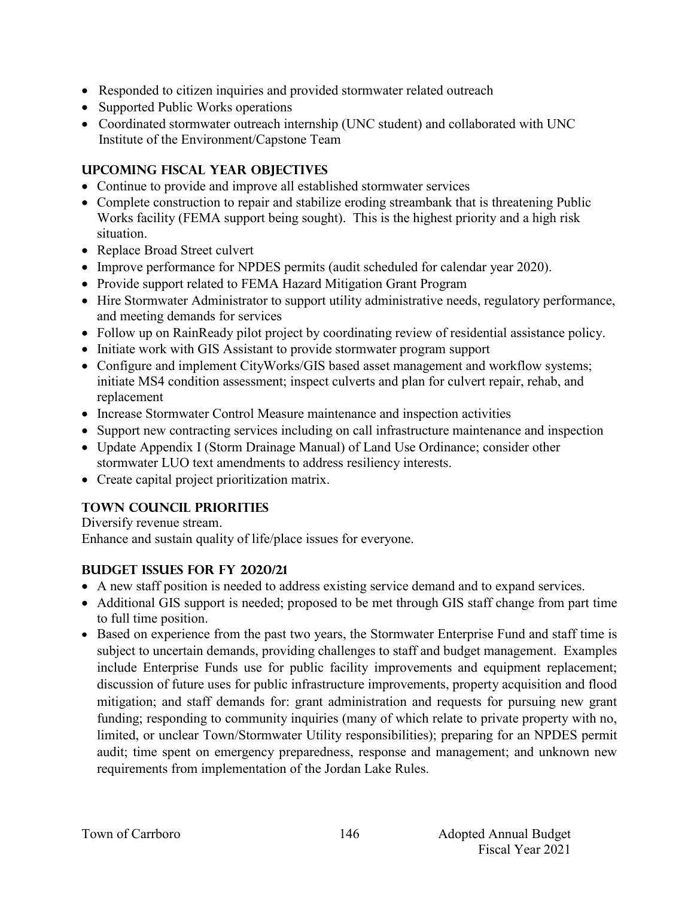- Responded to citizen inquiries and provided stormwater related outreach
- Supported Public Works operations
- Coordinated stormwater outreach internship (UNC student) and collaborated with UNC Institute of the Environment/Capstone Team

## UPCOMING FISCAL YEAR OBJECTIVES

- Continue to provide and improve all established stormwater services
- Complete construction to repair and stabilize eroding streambank that is threatening Public Works facility (FEMA support being sought). This is the highest priority and a high risk situation.
- Replace Broad Street culvert
- Improve performance for NPDES permits (audit scheduled for calendar year 2020).
- Provide support related to FEMA Hazard Mitigation Grant Program
- Hire Stormwater Administrator to support utility administrative needs, regulatory performance, and meeting demands for services
- Follow up on RainReady pilot project by coordinating review of residential assistance policy.
- Initiate work with GIS Assistant to provide stormwater program support
- Configure and implement CityWorks/GIS based asset management and workflow systems; initiate MS4 condition assessment; inspect culverts and plan for culvert repair, rehab, and replacement
- Increase Stormwater Control Measure maintenance and inspection activities
- Support new contracting services including on call infrastructure maintenance and inspection
- Update Appendix I (Storm Drainage Manual) of Land Use Ordinance; consider other stormwater LUO text amendments to address resiliency interests.
- Create capital project prioritization matrix.

## TOWN COUNCIL PRIORITIES

Diversify revenue stream.
Enhance and sustain quality of life/place issues for everyone.

## BUDGET ISSUES FOR FY 2020/21

- A new staff position is needed to address existing service demand and to expand services.
- Additional GIS support is needed; proposed to be met through GIS staff change from part time to full time position.
- Based on experience from the past two years, the Stormwater Enterprise Fund and staff time is subject to uncertain demands, providing challenges to staff and budget management. Examples include Enterprise Funds use for public facility improvements and equipment replacement; discussion of future uses for public infrastructure improvements, property acquisition and flood mitigation; and staff demands for: grant administration and requests for pursuing new grant funding; responding to community inquiries (many of which relate to private property with no, limited, or unclear Town/Stormwater Utility responsibilities); preparing for an NPDES permit audit; time spent on emergency preparedness, response and management; and unknown new requirements from implementation of the Jordan Lake Rules.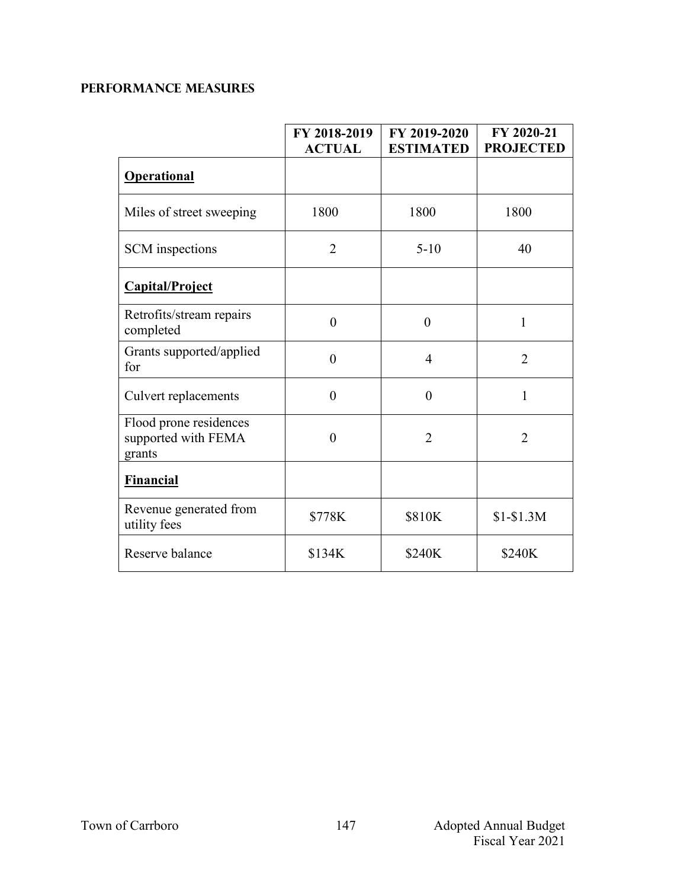## PERFORMANCE MEASURES

| | FY 2018-2019 ACTUAL | FY 2019-2020 ESTIMATED | FY 2020-21 PROJECTED |
|---|---|---|---|
| **Operational** | | | |
| Miles of street sweeping | 1800 | 1800 | 1800 |
| SCM inspections | 2 | 5-10 | 40 |
| **Capital/Project** | | | |
| Retrofits/stream repairs completed | 0 | 0 | 1 |
| Grants supported/applied for | 0 | 4 | 2 |
| Culvert replacements | 0 | 0 | 1 |
| Flood prone residences supported with FEMA grants | 0 | 2 | 2 |
| **Financial** | | | |
| Revenue generated from utility fees | $778K | $810K | $1-$1.3M |
| Reserve balance | $134K | $240K | $240K |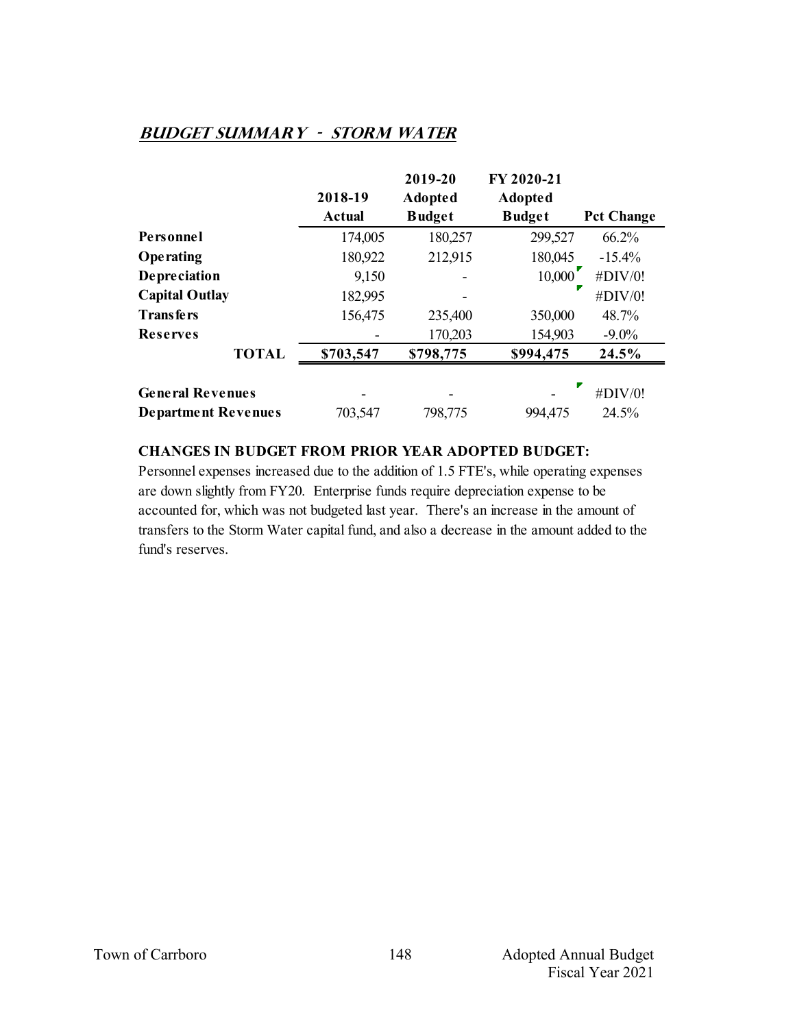## ***BUDGET SUMMARY - STORM WATER***

| | 2018-19 Actual | 2019-20 Adopted Budget | FY 2020-21 Adopted Budget | Pct Change |
|---|---|---|---|---|
| **Personnel** | 174,005 | 180,257 | 299,527 | 66.2% |
| **Operating** | 180,922 | 212,915 | 180,045 | -15.4% |
| **Depreciation** | 9,150 | - | 10,000 | #DIV/0! |
| **Capital Outlay** | 182,995 | - | | #DIV/0! |
| **Transfers** | 156,475 | 235,400 | 350,000 | 48.7% |
| **Reserves** | - | 170,203 | 154,903 | -9.0% |
| **TOTAL** | **$703,547** | **$798,775** | **$994,475** | **24.5%** |
| | | | | |
| **General Revenues** | - | - | - | #DIV/0! |
| **Department Revenues** | 703,547 | 798,775 | 994,475 | 24.5% |

**CHANGES IN BUDGET FROM PRIOR YEAR ADOPTED BUDGET:**

Personnel expenses increased due to the addition of 1.5 FTE's, while operating expenses are down slightly from FY20. Enterprise funds require depreciation expense to be accounted for, which was not budgeted last year. There's an increase in the amount of transfers to the Storm Water capital fund, and also a decrease in the amount added to the fund's reserves.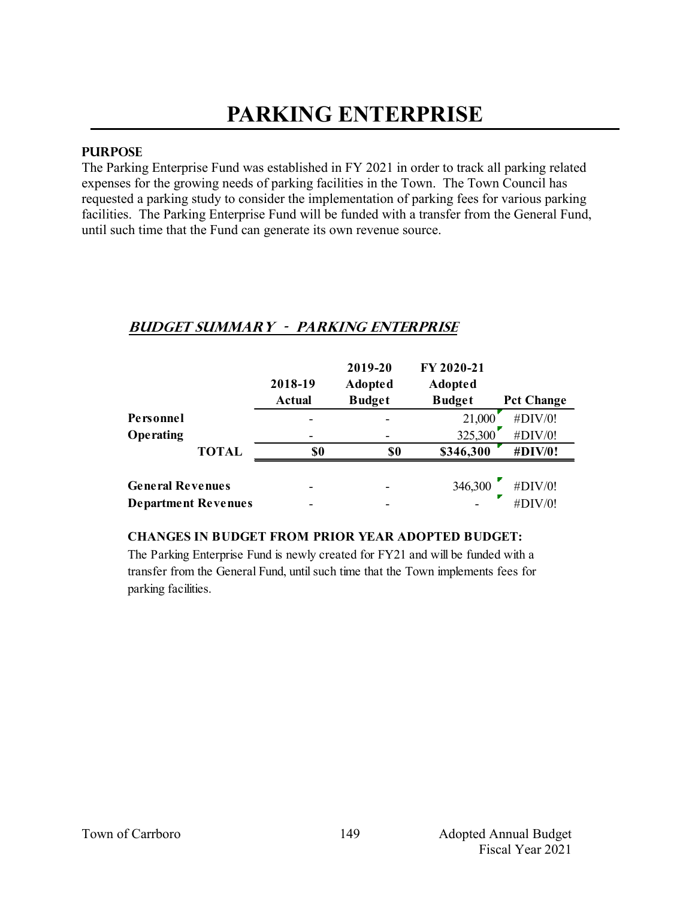# PARKING ENTERPRISE

### PURPOSE

The Parking Enterprise Fund was established in FY 2021 in order to track all parking related expenses for the growing needs of parking facilities in the Town. The Town Council has requested a parking study to consider the implementation of parking fees for various parking facilities. The Parking Enterprise Fund will be funded with a transfer from the General Fund, until such time that the Fund can generate its own revenue source.

## *BUDGET SUMMARY - PARKING ENTERPRISE*

| | 2018-19 Actual | 2019-20 Adopted Budget | FY 2020-21 Adopted Budget | Pct Change |
|---|---|---|---|---|
| **Personnel** | - | - | 21,000 | #DIV/0! |
| **Operating** | - | - | 325,300 | #DIV/0! |
| **TOTAL** | **$0** | **$0** | **$346,300** | **#DIV/0!** |
| | | | | |
| **General Revenues** | - | - | 346,300 | #DIV/0! |
| **Department Revenues** | - | - | - | #DIV/0! |

**CHANGES IN BUDGET FROM PRIOR YEAR ADOPTED BUDGET:**

The Parking Enterprise Fund is newly created for FY21 and will be funded with a transfer from the General Fund, until such time that the Town implements fees for parking facilities.